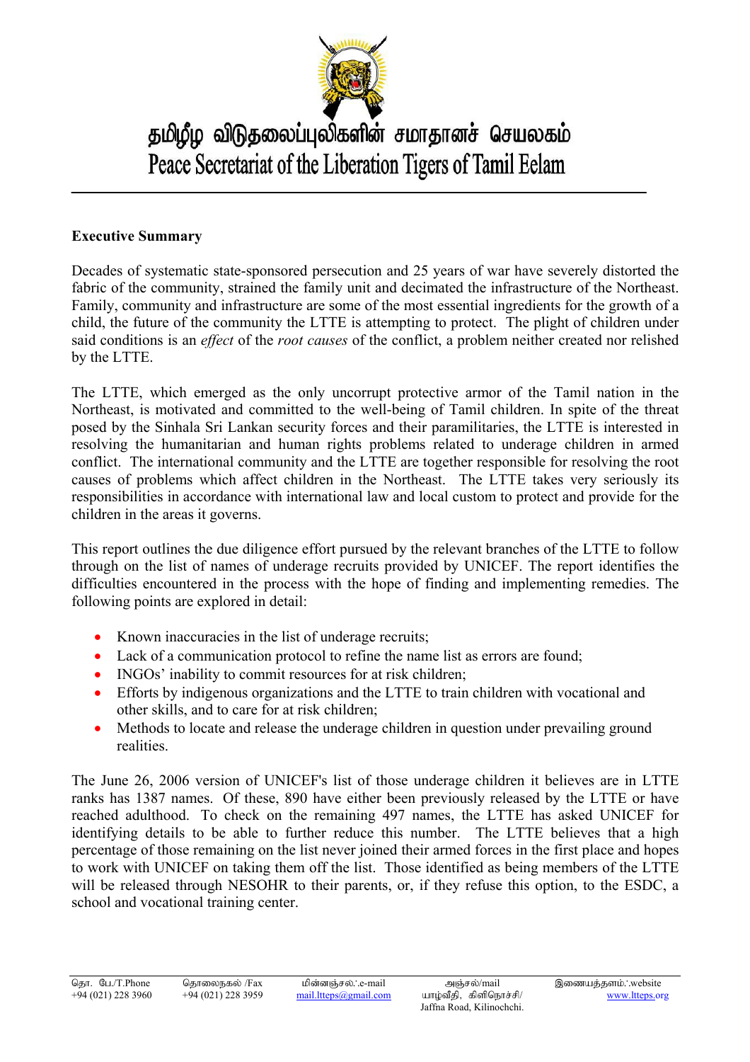# தமிழீழ விடுதலைப்புலிகளின் சமாதானச் செயலகம்

# Peace Secretariat of the Liberation Tigers of Tamil Eelam

---

**Executive Summary**

Decades of systematic state-sponsored persecution and 25 years of war have severely distorted the fabric of the community, strained the family unit and decimated the infrastructure of the Northeast. Family, community and infrastructure are some of the most essential ingredients for the growth of a child, the future of the community the LTTE is attempting to protect. The plight of children under said conditions is an *effect* of the *root causes* of the conflict, a problem neither created nor relished by the LTTE.

The LTTE, which emerged as the only uncorrupt protective armor of the Tamil nation in the Northeast, is motivated and committed to the well-being of Tamil children. In spite of the threat posed by the Sinhala Sri Lankan security forces and their paramilitaries, the LTTE is interested in resolving the humanitarian and human rights problems related to underage children in armed conflict. The international community and the LTTE are together responsible for resolving the root causes of problems which affect children in the Northeast. The LTTE takes very seriously its responsibilities in accordance with international law and local custom to protect and provide for the children in the areas it governs.

This report outlines the due diligence effort pursued by the relevant branches of the LTTE to follow through on the list of names of underage recruits provided by UNICEF. The report identifies the difficulties encountered in the process with the hope of finding and implementing remedies. The following points are explored in detail:

- Known inaccuracies in the list of underage recruits;
- Lack of a communication protocol to refine the name list as errors are found;
- INGOs' inability to commit resources for at risk children;
- Efforts by indigenous organizations and the LTTE to train children with vocational and other skills, and to care for at risk children;
- Methods to locate and release the underage children in question under prevailing ground realities.

The June 26, 2006 version of UNICEF's list of those underage children it believes are in LTTE ranks has 1387 names. Of these, 890 have either been previously released by the LTTE or have reached adulthood. To check on the remaining 497 names, the LTTE has asked UNICEF for identifying details to be able to further reduce this number. The LTTE believes that a high percentage of those remaining on the list never joined their armed forces in the first place and hopes to work with UNICEF on taking them off the list. Those identified as being members of the LTTE will be released through NESOHR to their parents, or, if they refuse this option, to the ESDC, a school and vocational training center.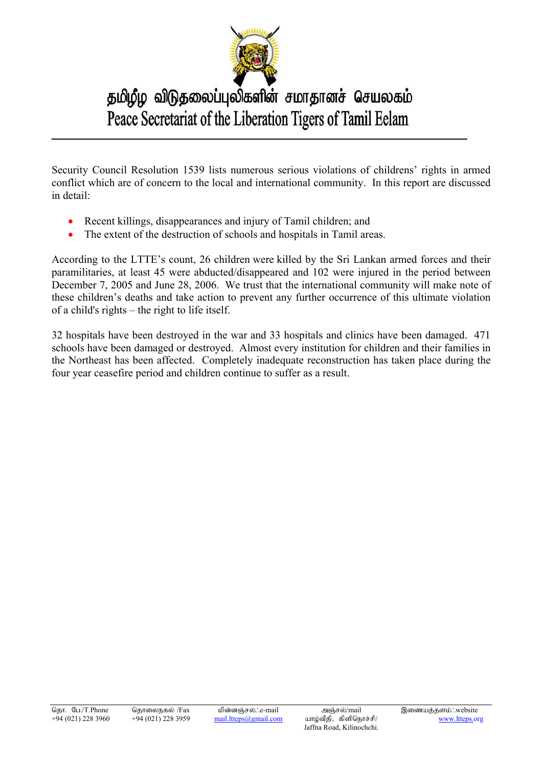# தமிழீழ விடுதலைப்புலிகளின் சமாதானச் செயலகம்
# Peace Secretariat of the Liberation Tigers of Tamil Eelam

Security Council Resolution 1539 lists numerous serious violations of childrens' rights in armed conflict which are of concern to the local and international community. In this report are discussed in detail:

- Recent killings, disappearances and injury of Tamil children; and
- The extent of the destruction of schools and hospitals in Tamil areas.

According to the LTTE's count, 26 children were killed by the Sri Lankan armed forces and their paramilitaries, at least 45 were abducted/disappeared and 102 were injured in the period between December 7, 2005 and June 28, 2006. We trust that the international community will make note of these children's deaths and take action to prevent any further occurrence of this ultimate violation of a child's rights – the right to life itself.

32 hospitals have been destroyed in the war and 33 hospitals and clinics have been damaged. 471 schools have been damaged or destroyed. Almost every institution for children and their families in the Northeast has been affected. Completely inadequate reconstruction has taken place during the four year ceasefire period and children continue to suffer as a result.

| தொ. பே./T.Phone | தொலைநகல் /Fax | மின்னஞ்சல்.:.e-mail | அஞ்சல்/mail | இணையத்தளம்.:.website |
| --- | --- | --- | --- | --- |
| +94 (021) 228 3960 | +94 (021) 228 3959 | mail.ltteps@gmail.com | யாழ்வீதி, கிளிநொச்சி/ Jaffna Road, Kilinochchi. | www.ltteps.org |